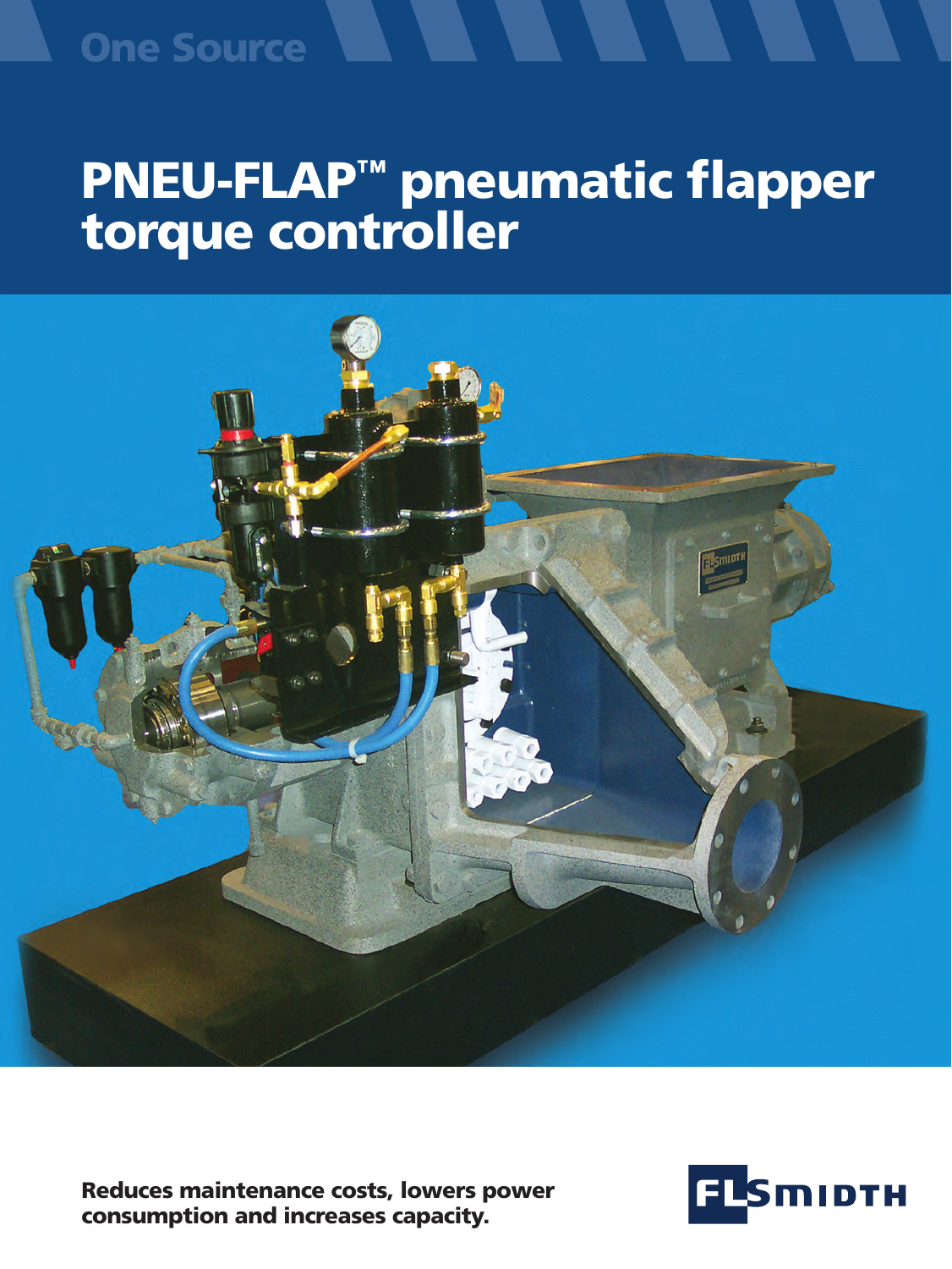One Source

# PNEU-FLAP™ pneumatic flapper torque controller

**Reduces maintenance costs, lowers power consumption and increases capacity.**

FLSMIDTH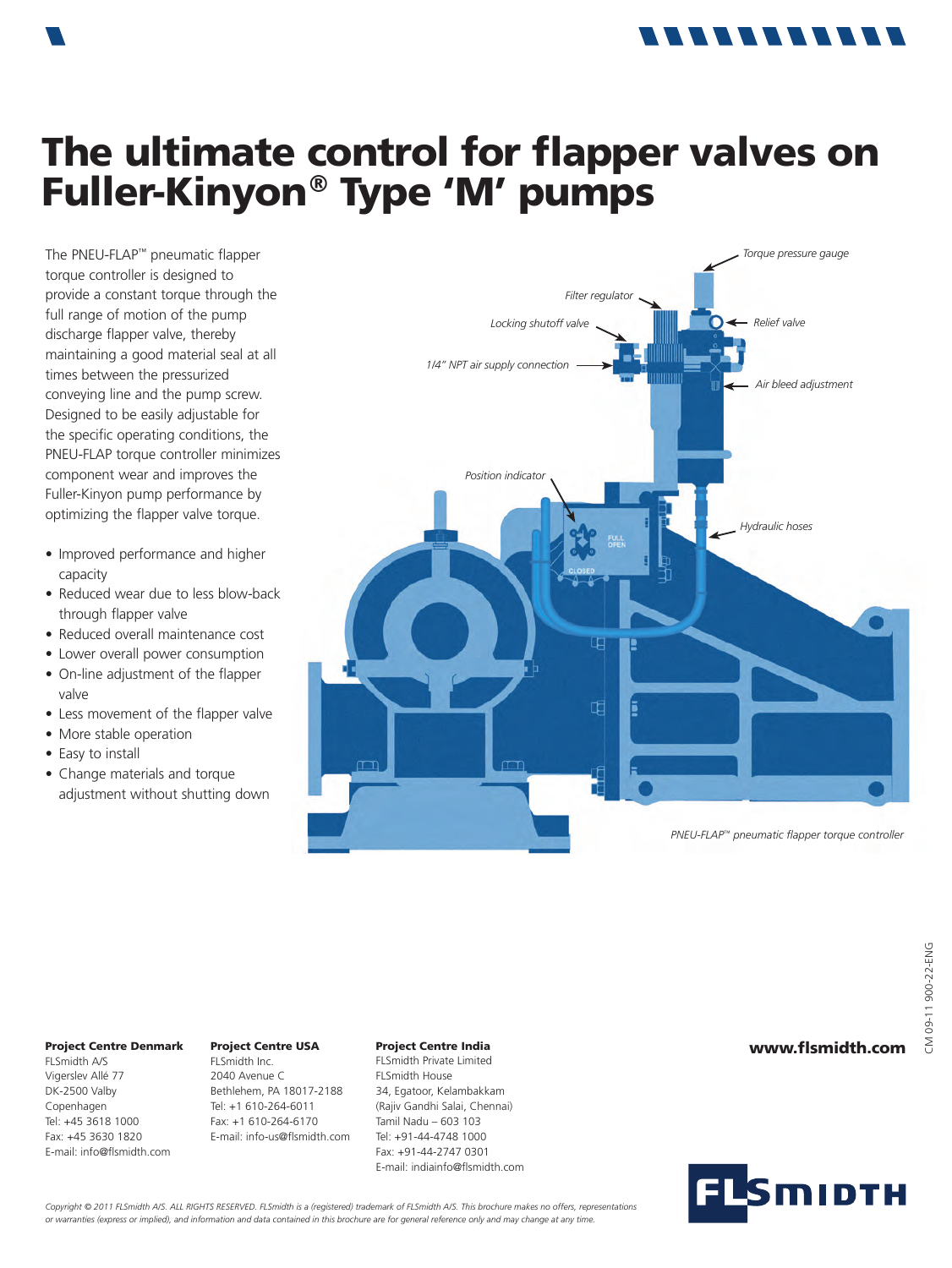# The ultimate control for flapper valves on Fuller-Kinyon® Type 'M' pumps

The PNEU-FLAP™ pneumatic flapper torque controller is designed to provide a constant torque through the full range of motion of the pump discharge flapper valve, thereby maintaining a good material seal at all times between the pressurized conveying line and the pump screw. Designed to be easily adjustable for the specific operating conditions, the PNEU-FLAP torque controller minimizes component wear and improves the Fuller-Kinyon pump performance by optimizing the flapper valve torque.

- Improved performance and higher capacity
- Reduced wear due to less blow-back through flapper valve
- Reduced overall maintenance cost
- Lower overall power consumption
- On-line adjustment of the flapper valve
- Less movement of the flapper valve
- More stable operation
- Easy to install
- Change materials and torque adjustment without shutting down

Torque pressure gauge

Filter regulator

Relief valve

Locking shutoff valve

1/4" NPT air supply connection

Air bleed adjustment

Position indicator

Hydraulic hoses

FULL OPEN

CLOSED

*PNEU-FLAP™ pneumatic flapper torque controller*

**Project Centre Denmark**
FLSmidth A/S
Vigerslev Allé 77
DK-2500 Valby
Copenhagen
Tel: +45 3618 1000
Fax: +45 3630 1820
E-mail: info@flsmidth.com

**Project Centre USA**
FLSmidth Inc.
2040 Avenue C
Bethlehem, PA 18017-2188
Tel: +1 610-264-6011
Fax: +1 610-264-6170
E-mail: info-us@flsmidth.com

**Project Centre India**
FLSmidth Private Limited
FLSmidth House
34, Egatoor, Kelambakkam
(Rajiv Gandhi Salai, Chennai)
Tamil Nadu – 603 103
Tel: +91-44-4748 1000
Fax: +91-44-2747 0301
E-mail: indiainfo@flsmidth.com

**www.flsmidth.com**

CM 09-11 900-22-ENG

FLSmidth

*Copyright © 2011 FLSmidth A/S. ALL RIGHTS RESERVED. FLSmidth is a (registered) trademark of FLSmidth A/S. This brochure makes no offers, representations or warranties (express or implied), and information and data contained in this brochure are for general reference only and may change at any time.*